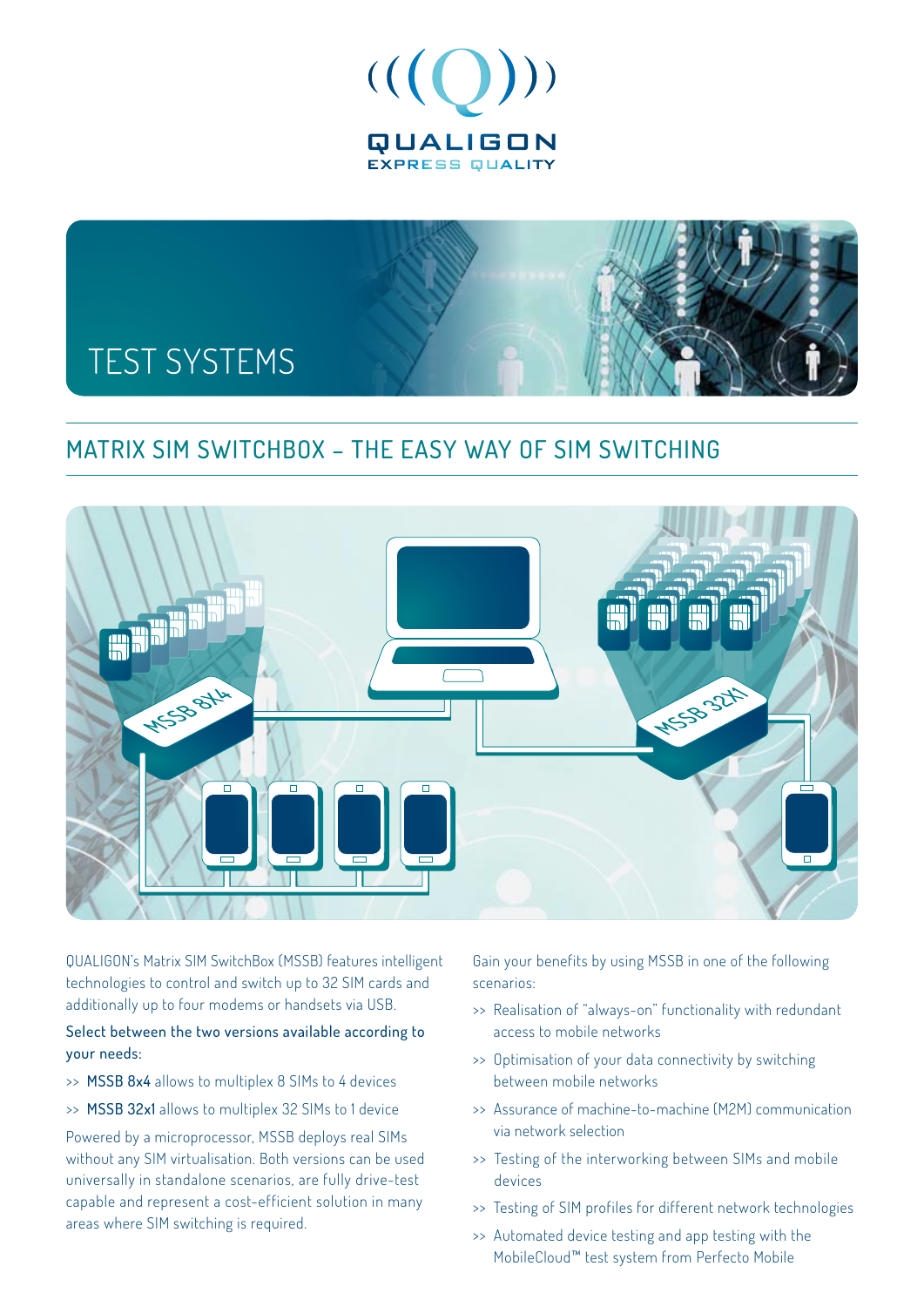QUALIGON
EXPRESS QUALITY

# TEST SYSTEMS

## MATRIX SIM SWITCHBOX – THE EASY WAY OF SIM SWITCHING

QUALIGON's Matrix SIM SwitchBox (MSSB) features intelligent technologies to control and switch up to 32 SIM cards and additionally up to four modems or handsets via USB.

Select between the two versions available according to your needs:

>> MSSB 8x4 allows to multiplex 8 SIMs to 4 devices

>> MSSB 32x1 allows to multiplex 32 SIMs to 1 device

Powered by a microprocessor, MSSB deploys real SIMs without any SIM virtualisation. Both versions can be used universally in standalone scenarios, are fully drive-test capable and represent a cost-efficient solution in many areas where SIM switching is required.

Gain your benefits by using MSSB in one of the following scenarios:

>> Realisation of "always-on" functionality with redundant access to mobile networks

>> Optimisation of your data connectivity by switching between mobile networks

>> Assurance of machine-to-machine (M2M) communication via network selection

>> Testing of the interworking between SIMs and mobile devices

>> Testing of SIM profiles for different network technologies

>> Automated device testing and app testing with the MobileCloud™ test system from Perfecto Mobile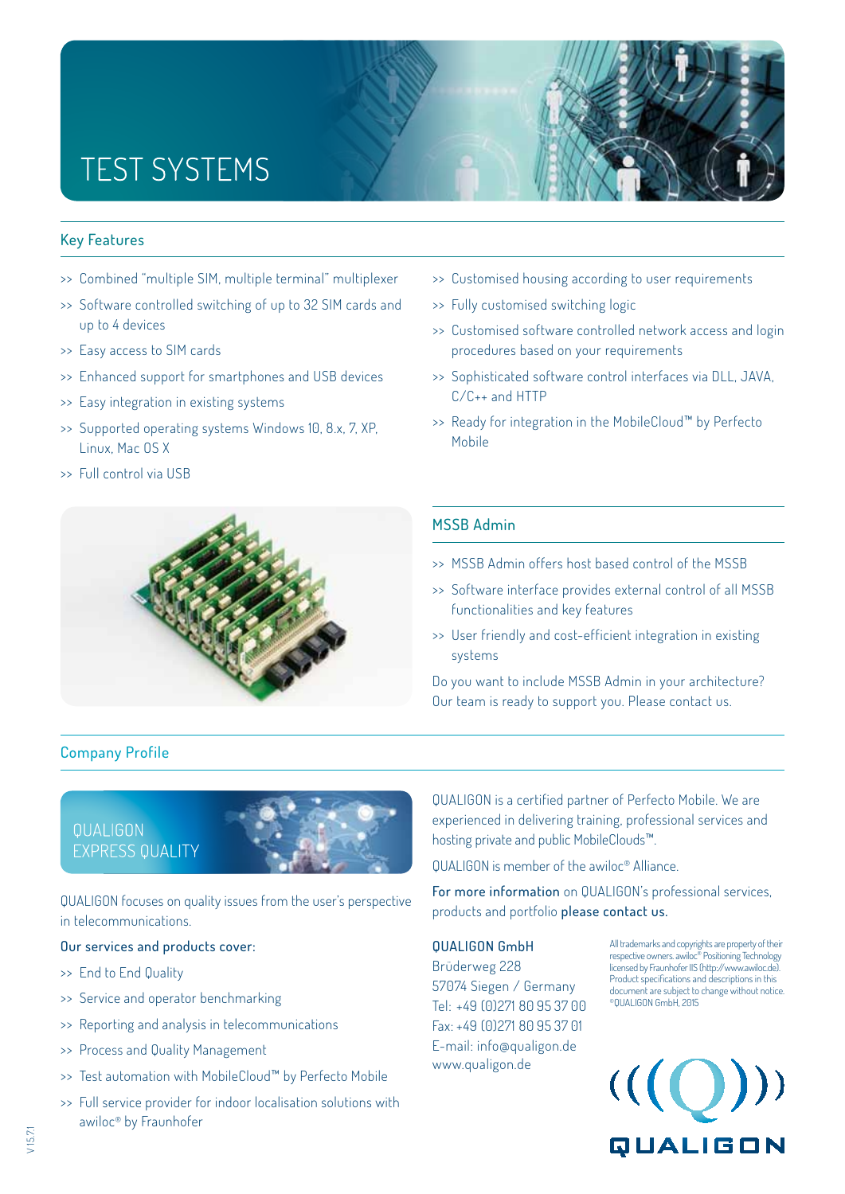# TEST SYSTEMS

## Key Features

- >> Combined "multiple SIM, multiple terminal" multiplexer
- >> Software controlled switching of up to 32 SIM cards and up to 4 devices
- >> Easy access to SIM cards
- >> Enhanced support for smartphones and USB devices
- >> Easy integration in existing systems
- >> Supported operating systems Windows 10, 8.x, 7, XP, Linux, Mac OS X
- >> Full control via USB
- >> Customised housing according to user requirements
- >> Fully customised switching logic
- >> Customised software controlled network access and login procedures based on your requirements
- >> Sophisticated software control interfaces via DLL, JAVA, C/C++ and HTTP
- >> Ready for integration in the MobileCloud™ by Perfecto Mobile

## MSSB Admin

- >> MSSB Admin offers host based control of the MSSB
- >> Software interface provides external control of all MSSB functionalities and key features
- >> User friendly and cost-efficient integration in existing systems

Do you want to include MSSB Admin in your architecture? Our team is ready to support you. Please contact us.

## Company Profile

QUALIGON
EXPRESS QUALITY

QUALIGON focuses on quality issues from the user's perspective in telecommunications.

Our services and products cover:

- >> End to End Quality
- >> Service and operator benchmarking
- >> Reporting and analysis in telecommunications
- >> Process and Quality Management
- >> Test automation with MobileCloud™ by Perfecto Mobile
- >> Full service provider for indoor localisation solutions with awiloc® by Fraunhofer

QUALIGON is a certified partner of Perfecto Mobile. We are experienced in delivering training, professional services and hosting private and public MobileClouds™.

QUALIGON is member of the awiloc® Alliance.

**For more information** on QUALIGON's professional services, products and portfolio **please contact us.**

QUALIGON GmbH
Brüderweg 228
57074 Siegen / Germany
Tel: +49 (0)271 80 95 37 00
Fax: +49 (0)271 80 95 37 01
E-mail: info@qualigon.de
www.qualigon.de

All trademarks and copyrights are property of their respective owners. awiloc® Positioning Technology licensed by Fraunhofer IIS (http://www.awiloc.de). Product specifications and descriptions in this document are subject to change without notice. ©QUALIGON GmbH, 2015

QUALIGON

V 15.7.1